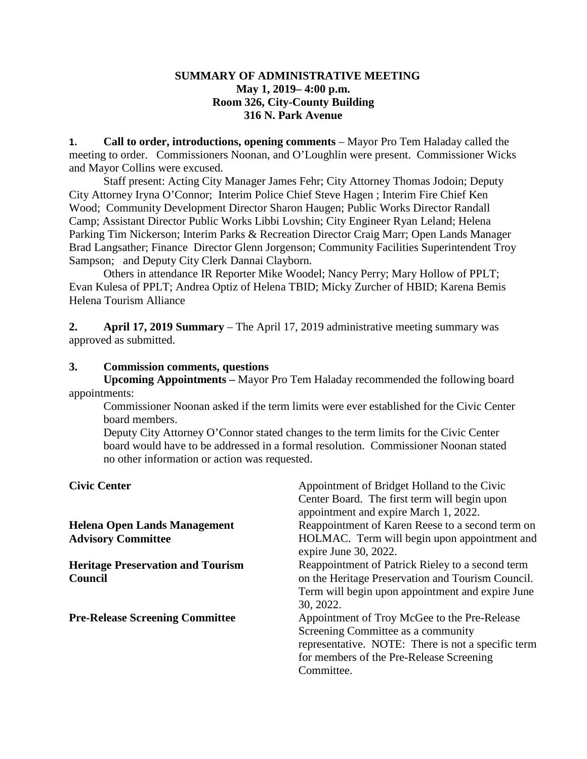**SUMMARY OF ADMINISTRATIVE MEETING**
**May 1, 2019– 4:00 p.m.**
**Room 326, City-County Building**
**316 N. Park Avenue**

**1. Call to order, introductions, opening comments** – Mayor Pro Tem Haladay called the meeting to order. Commissioners Noonan, and O'Loughlin were present. Commissioner Wicks and Mayor Collins were excused.

Staff present: Acting City Manager James Fehr; City Attorney Thomas Jodoin; Deputy City Attorney Iryna O'Connor; Interim Police Chief Steve Hagen ; Interim Fire Chief Ken Wood; Community Development Director Sharon Haugen; Public Works Director Randall Camp; Assistant Director Public Works Libbi Lovshin; City Engineer Ryan Leland; Helena Parking Tim Nickerson; Interim Parks & Recreation Director Craig Marr; Open Lands Manager Brad Langsather; Finance Director Glenn Jorgenson; Community Facilities Superintendent Troy Sampson; and Deputy City Clerk Dannai Clayborn.

Others in attendance IR Reporter Mike Woodel; Nancy Perry; Mary Hollow of PPLT; Evan Kulesa of PPLT; Andrea Optiz of Helena TBID; Micky Zurcher of HBID; Karena Bemis Helena Tourism Alliance

**2. April 17, 2019 Summary** – The April 17, 2019 administrative meeting summary was approved as submitted.

**3. Commission comments, questions**

**Upcoming Appointments –** Mayor Pro Tem Haladay recommended the following board appointments:

Commissioner Noonan asked if the term limits were ever established for the Civic Center board members.

Deputy City Attorney O'Connor stated changes to the term limits for the Civic Center board would have to be addressed in a formal resolution. Commissioner Noonan stated no other information or action was requested.

| | |
|---|---|
| **Civic Center** | Appointment of Bridget Holland to the Civic Center Board. The first term will begin upon appointment and expire March 1, 2022. |
| **Helena Open Lands Management Advisory Committee** | Reappointment of Karen Reese to a second term on HOLMAC. Term will begin upon appointment and expire June 30, 2022. |
| **Heritage Preservation and Tourism Council** | Reappointment of Patrick Rieley to a second term on the Heritage Preservation and Tourism Council. Term will begin upon appointment and expire June 30, 2022. |
| **Pre-Release Screening Committee** | Appointment of Troy McGee to the Pre-Release Screening Committee as a community representative. NOTE: There is not a specific term for members of the Pre-Release Screening Committee. |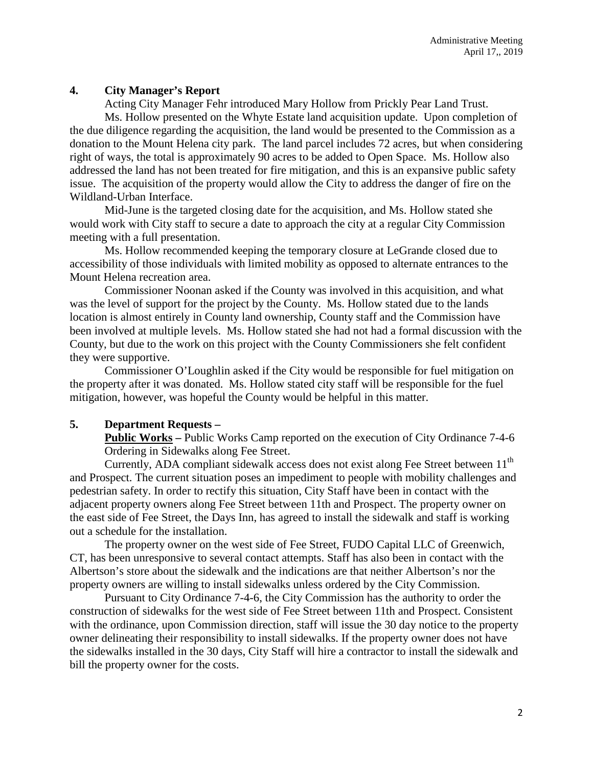## 4. City Manager's Report

Acting City Manager Fehr introduced Mary Hollow from Prickly Pear Land Trust.

Ms. Hollow presented on the Whyte Estate land acquisition update. Upon completion of the due diligence regarding the acquisition, the land would be presented to the Commission as a donation to the Mount Helena city park. The land parcel includes 72 acres, but when considering right of ways, the total is approximately 90 acres to be added to Open Space. Ms. Hollow also addressed the land has not been treated for fire mitigation, and this is an expansive public safety issue. The acquisition of the property would allow the City to address the danger of fire on the Wildland-Urban Interface.

Mid-June is the targeted closing date for the acquisition, and Ms. Hollow stated she would work with City staff to secure a date to approach the city at a regular City Commission meeting with a full presentation.

Ms. Hollow recommended keeping the temporary closure at LeGrande closed due to accessibility of those individuals with limited mobility as opposed to alternate entrances to the Mount Helena recreation area.

Commissioner Noonan asked if the County was involved in this acquisition, and what was the level of support for the project by the County. Ms. Hollow stated due to the lands location is almost entirely in County land ownership, County staff and the Commission have been involved at multiple levels. Ms. Hollow stated she had not had a formal discussion with the County, but due to the work on this project with the County Commissioners she felt confident they were supportive.

Commissioner O'Loughlin asked if the City would be responsible for fuel mitigation on the property after it was donated. Ms. Hollow stated city staff will be responsible for the fuel mitigation, however, was hopeful the County would be helpful in this matter.

## 5. Department Requests –

**Public Works –** Public Works Camp reported on the execution of City Ordinance 7-4-6 Ordering in Sidewalks along Fee Street.

Currently, ADA compliant sidewalk access does not exist along Fee Street between 11th and Prospect. The current situation poses an impediment to people with mobility challenges and pedestrian safety. In order to rectify this situation, City Staff have been in contact with the adjacent property owners along Fee Street between 11th and Prospect. The property owner on the east side of Fee Street, the Days Inn, has agreed to install the sidewalk and staff is working out a schedule for the installation.

The property owner on the west side of Fee Street, FUDO Capital LLC of Greenwich, CT, has been unresponsive to several contact attempts. Staff has also been in contact with the Albertson's store about the sidewalk and the indications are that neither Albertson's nor the property owners are willing to install sidewalks unless ordered by the City Commission.

Pursuant to City Ordinance 7-4-6, the City Commission has the authority to order the construction of sidewalks for the west side of Fee Street between 11th and Prospect. Consistent with the ordinance, upon Commission direction, staff will issue the 30 day notice to the property owner delineating their responsibility to install sidewalks. If the property owner does not have the sidewalks installed in the 30 days, City Staff will hire a contractor to install the sidewalk and bill the property owner for the costs.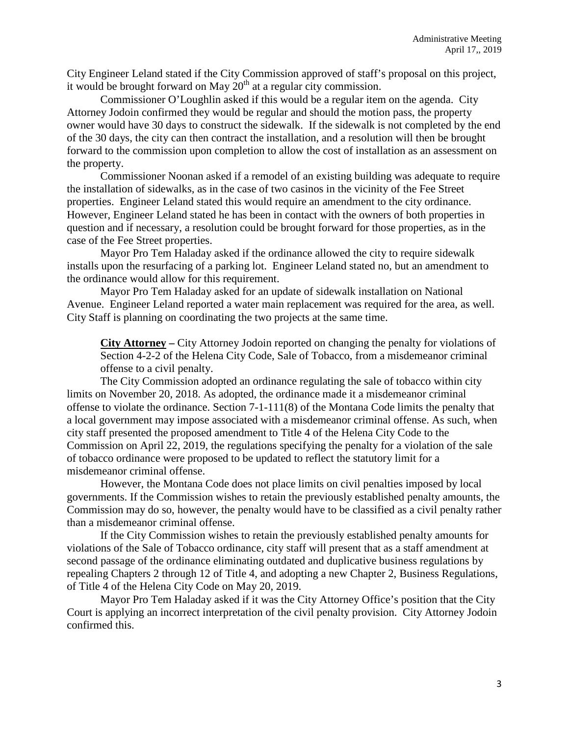City Engineer Leland stated if the City Commission approved of staff's proposal on this project, it would be brought forward on May 20th at a regular city commission.

Commissioner O'Loughlin asked if this would be a regular item on the agenda. City Attorney Jodoin confirmed they would be regular and should the motion pass, the property owner would have 30 days to construct the sidewalk. If the sidewalk is not completed by the end of the 30 days, the city can then contract the installation, and a resolution will then be brought forward to the commission upon completion to allow the cost of installation as an assessment on the property.

Commissioner Noonan asked if a remodel of an existing building was adequate to require the installation of sidewalks, as in the case of two casinos in the vicinity of the Fee Street properties. Engineer Leland stated this would require an amendment to the city ordinance. However, Engineer Leland stated he has been in contact with the owners of both properties in question and if necessary, a resolution could be brought forward for those properties, as in the case of the Fee Street properties.

Mayor Pro Tem Haladay asked if the ordinance allowed the city to require sidewalk installs upon the resurfacing of a parking lot. Engineer Leland stated no, but an amendment to the ordinance would allow for this requirement.

Mayor Pro Tem Haladay asked for an update of sidewalk installation on National Avenue. Engineer Leland reported a water main replacement was required for the area, as well. City Staff is planning on coordinating the two projects at the same time.

**City Attorney –** City Attorney Jodoin reported on changing the penalty for violations of Section 4-2-2 of the Helena City Code, Sale of Tobacco, from a misdemeanor criminal offense to a civil penalty.

The City Commission adopted an ordinance regulating the sale of tobacco within city limits on November 20, 2018. As adopted, the ordinance made it a misdemeanor criminal offense to violate the ordinance. Section 7-1-111(8) of the Montana Code limits the penalty that a local government may impose associated with a misdemeanor criminal offense. As such, when city staff presented the proposed amendment to Title 4 of the Helena City Code to the Commission on April 22, 2019, the regulations specifying the penalty for a violation of the sale of tobacco ordinance were proposed to be updated to reflect the statutory limit for a misdemeanor criminal offense.

However, the Montana Code does not place limits on civil penalties imposed by local governments. If the Commission wishes to retain the previously established penalty amounts, the Commission may do so, however, the penalty would have to be classified as a civil penalty rather than a misdemeanor criminal offense.

If the City Commission wishes to retain the previously established penalty amounts for violations of the Sale of Tobacco ordinance, city staff will present that as a staff amendment at second passage of the ordinance eliminating outdated and duplicative business regulations by repealing Chapters 2 through 12 of Title 4, and adopting a new Chapter 2, Business Regulations, of Title 4 of the Helena City Code on May 20, 2019.

Mayor Pro Tem Haladay asked if it was the City Attorney Office's position that the City Court is applying an incorrect interpretation of the civil penalty provision. City Attorney Jodoin confirmed this.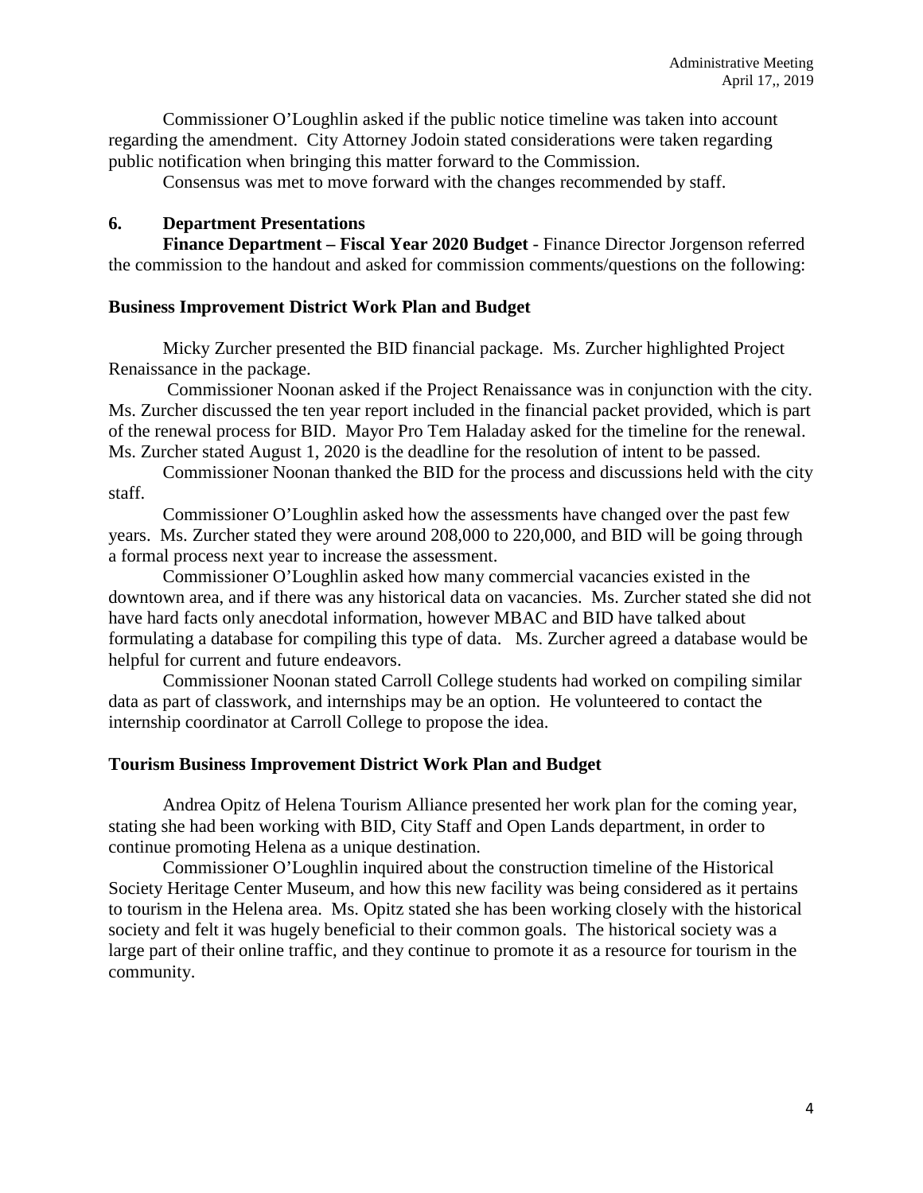Commissioner O'Loughlin asked if the public notice timeline was taken into account regarding the amendment. City Attorney Jodoin stated considerations were taken regarding public notification when bringing this matter forward to the Commission.

Consensus was met to move forward with the changes recommended by staff.

## 6. Department Presentations

**Finance Department – Fiscal Year 2020 Budget** - Finance Director Jorgenson referred the commission to the handout and asked for commission comments/questions on the following:

### Business Improvement District Work Plan and Budget

Micky Zurcher presented the BID financial package. Ms. Zurcher highlighted Project Renaissance in the package.

Commissioner Noonan asked if the Project Renaissance was in conjunction with the city. Ms. Zurcher discussed the ten year report included in the financial packet provided, which is part of the renewal process for BID. Mayor Pro Tem Haladay asked for the timeline for the renewal. Ms. Zurcher stated August 1, 2020 is the deadline for the resolution of intent to be passed.

Commissioner Noonan thanked the BID for the process and discussions held with the city staff.

Commissioner O'Loughlin asked how the assessments have changed over the past few years. Ms. Zurcher stated they were around 208,000 to 220,000, and BID will be going through a formal process next year to increase the assessment.

Commissioner O'Loughlin asked how many commercial vacancies existed in the downtown area, and if there was any historical data on vacancies. Ms. Zurcher stated she did not have hard facts only anecdotal information, however MBAC and BID have talked about formulating a database for compiling this type of data. Ms. Zurcher agreed a database would be helpful for current and future endeavors.

Commissioner Noonan stated Carroll College students had worked on compiling similar data as part of classwork, and internships may be an option. He volunteered to contact the internship coordinator at Carroll College to propose the idea.

### Tourism Business Improvement District Work Plan and Budget

Andrea Opitz of Helena Tourism Alliance presented her work plan for the coming year, stating she had been working with BID, City Staff and Open Lands department, in order to continue promoting Helena as a unique destination.

Commissioner O'Loughlin inquired about the construction timeline of the Historical Society Heritage Center Museum, and how this new facility was being considered as it pertains to tourism in the Helena area. Ms. Opitz stated she has been working closely with the historical society and felt it was hugely beneficial to their common goals. The historical society was a large part of their online traffic, and they continue to promote it as a resource for tourism in the community.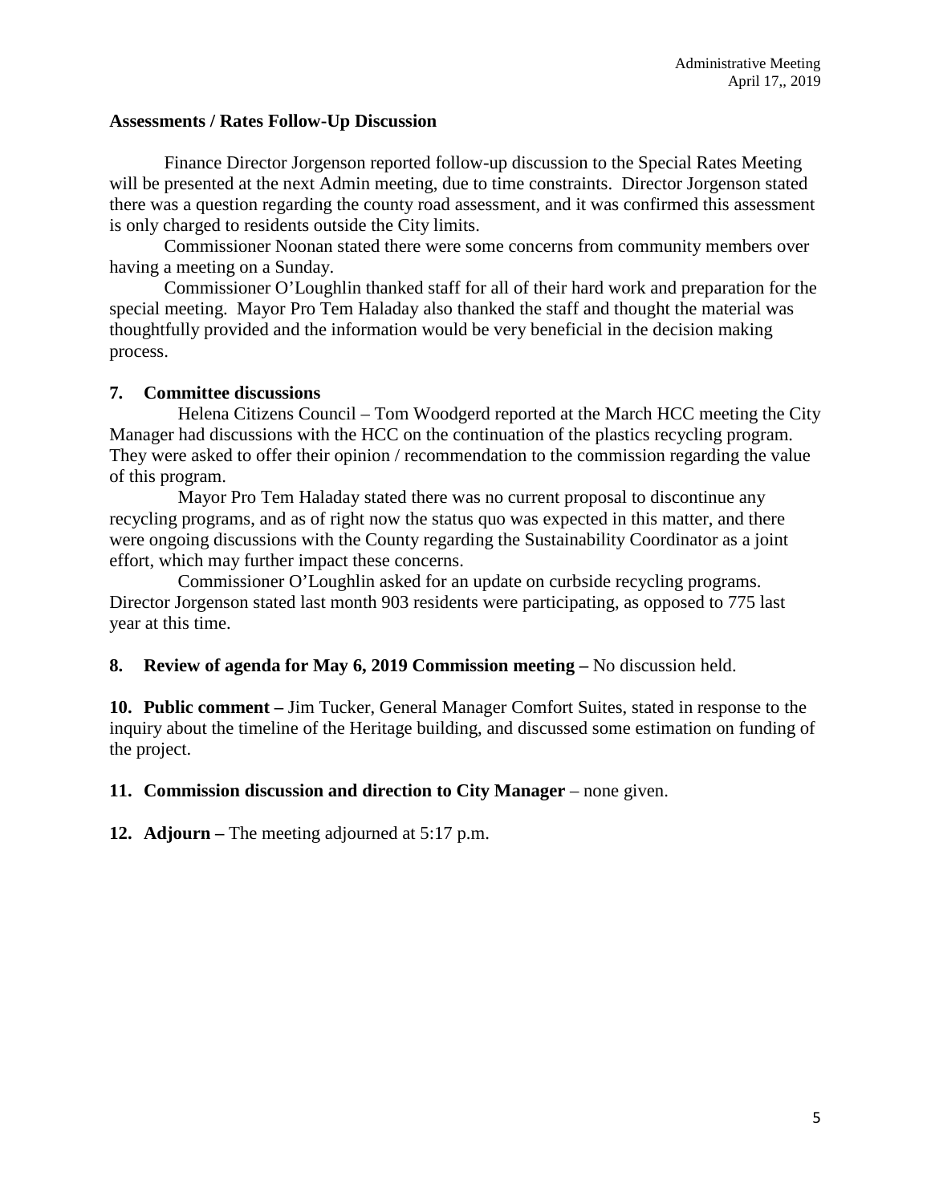**Assessments / Rates Follow-Up Discussion**

Finance Director Jorgenson reported follow-up discussion to the Special Rates Meeting will be presented at the next Admin meeting, due to time constraints. Director Jorgenson stated there was a question regarding the county road assessment, and it was confirmed this assessment is only charged to residents outside the City limits.

Commissioner Noonan stated there were some concerns from community members over having a meeting on a Sunday.

Commissioner O'Loughlin thanked staff for all of their hard work and preparation for the special meeting. Mayor Pro Tem Haladay also thanked the staff and thought the material was thoughtfully provided and the information would be very beneficial in the decision making process.

**7. Committee discussions**

Helena Citizens Council – Tom Woodgerd reported at the March HCC meeting the City Manager had discussions with the HCC on the continuation of the plastics recycling program. They were asked to offer their opinion / recommendation to the commission regarding the value of this program.

Mayor Pro Tem Haladay stated there was no current proposal to discontinue any recycling programs, and as of right now the status quo was expected in this matter, and there were ongoing discussions with the County regarding the Sustainability Coordinator as a joint effort, which may further impact these concerns.

Commissioner O'Loughlin asked for an update on curbside recycling programs. Director Jorgenson stated last month 903 residents were participating, as opposed to 775 last year at this time.

**8. Review of agenda for May 6, 2019 Commission meeting –** No discussion held.

**10. Public comment –** Jim Tucker, General Manager Comfort Suites, stated in response to the inquiry about the timeline of the Heritage building, and discussed some estimation on funding of the project.

**11. Commission discussion and direction to City Manager** – none given.

**12. Adjourn –** The meeting adjourned at 5:17 p.m.